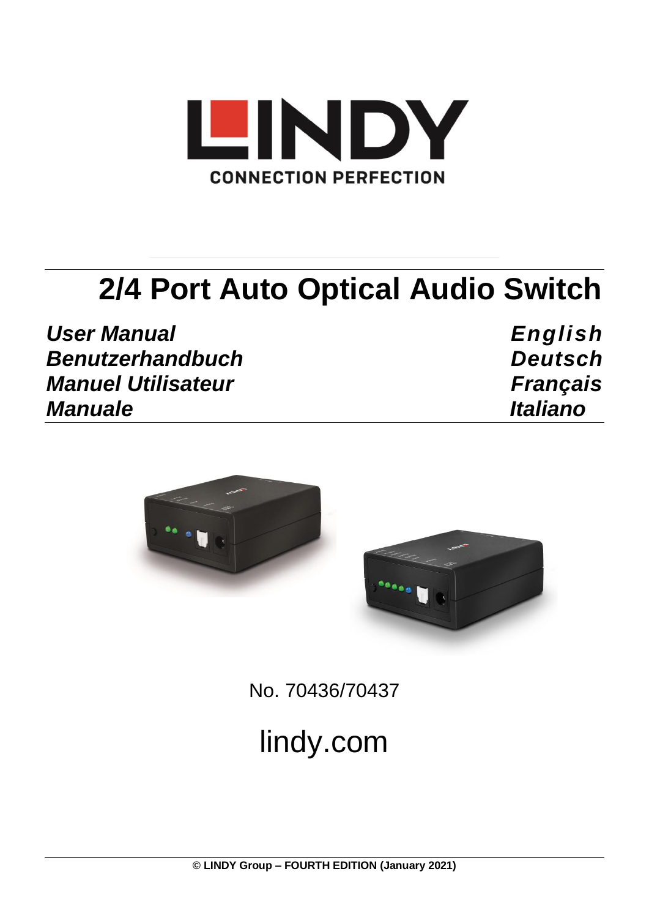LINDY

CONNECTION PERFECTION

# 2/4 Port Auto Optical Audio Switch

| | |
|---|---|
| ***User Manual*** | ***English*** |
| ***Benutzerhandbuch*** | ***Deutsch*** |
| ***Manuel Utilisateur*** | ***Français*** |
| ***Manuale*** | ***Italiano*** |

No. 70436/70437

lindy.com

**© LINDY Group – FOURTH EDITION (January 2021)**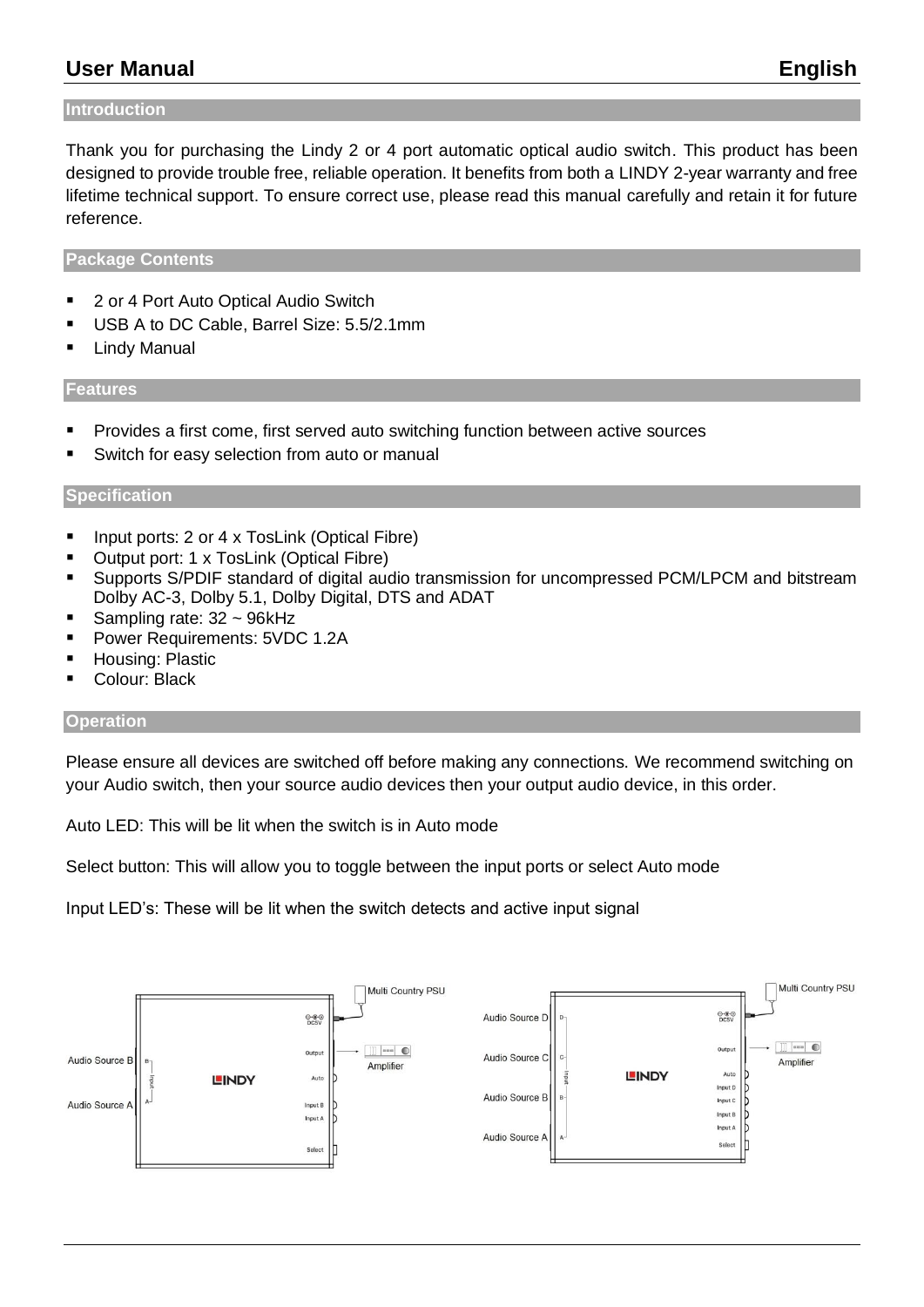## Introduction

Thank you for purchasing the Lindy 2 or 4 port automatic optical audio switch. This product has been designed to provide trouble free, reliable operation. It benefits from both a LINDY 2-year warranty and free lifetime technical support. To ensure correct use, please read this manual carefully and retain it for future reference.

## Package Contents

- 2 or 4 Port Auto Optical Audio Switch
- USB A to DC Cable, Barrel Size: 5.5/2.1mm
- Lindy Manual

## Features

- Provides a first come, first served auto switching function between active sources
- Switch for easy selection from auto or manual

## Specification

- Input ports: 2 or 4 x TosLink (Optical Fibre)
- Output port: 1 x TosLink (Optical Fibre)
- Supports S/PDIF standard of digital audio transmission for uncompressed PCM/LPCM and bitstream Dolby AC-3, Dolby 5.1, Dolby Digital, DTS and ADAT
- Sampling rate: 32 ~ 96kHz
- Power Requirements: 5VDC 1.2A
- Housing: Plastic
- Colour: Black

## Operation

Please ensure all devices are switched off before making any connections. We recommend switching on your Audio switch, then your source audio devices then your output audio device, in this order.

Auto LED: This will be lit when the switch is in Auto mode

Select button: This will allow you to toggle between the input ports or select Auto mode

Input LED's: These will be lit when the switch detects and active input signal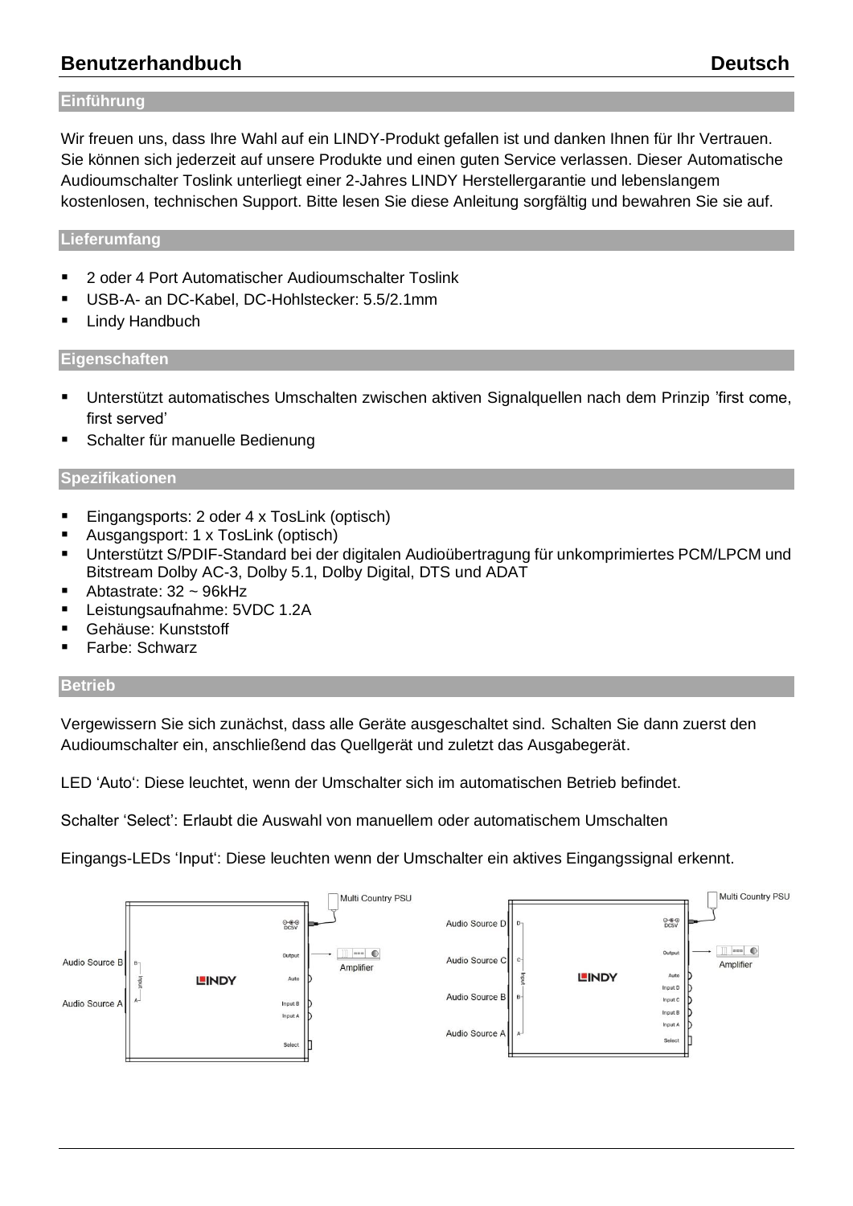# Benutzerhandbuch — Deutsch

## Einführung

Wir freuen uns, dass Ihre Wahl auf ein LINDY-Produkt gefallen ist und danken Ihnen für Ihr Vertrauen. Sie können sich jederzeit auf unsere Produkte und einen guten Service verlassen. Dieser Automatische Audioumschalter Toslink unterliegt einer 2-Jahres LINDY Herstellergarantie und lebenslangem kostenlosen, technischen Support. Bitte lesen Sie diese Anleitung sorgfältig und bewahren Sie sie auf.

## Lieferumfang

- 2 oder 4 Port Automatischer Audioumschalter Toslink
- USB-A- an DC-Kabel, DC-Hohlstecker: 5.5/2.1mm
- Lindy Handbuch

## Eigenschaften

- Unterstützt automatisches Umschalten zwischen aktiven Signalquellen nach dem Prinzip 'first come, first served'
- Schalter für manuelle Bedienung

## Spezifikationen

- Eingangsports: 2 oder 4 x TosLink (optisch)
- Ausgangsport: 1 x TosLink (optisch)
- Unterstützt S/PDIF-Standard bei der digitalen Audioübertragung für unkomprimiertes PCM/LPCM und Bitstream Dolby AC-3, Dolby 5.1, Dolby Digital, DTS und ADAT
- Abtastrate: 32 ~ 96kHz
- Leistungsaufnahme: 5VDC 1.2A
- Gehäuse: Kunststoff
- Farbe: Schwarz

## Betrieb

Vergewissern Sie sich zunächst, dass alle Geräte ausgeschaltet sind. Schalten Sie dann zuerst den Audioumschalter ein, anschließend das Quellgerät und zuletzt das Ausgabegerät.

LED 'Auto': Diese leuchtet, wenn der Umschalter sich im automatischen Betrieb befindet.

Schalter 'Select': Erlaubt die Auswahl von manuellem oder automatischem Umschalten

Eingangs-LEDs 'Input': Diese leuchten wenn der Umschalter ein aktives Eingangssignal erkennt.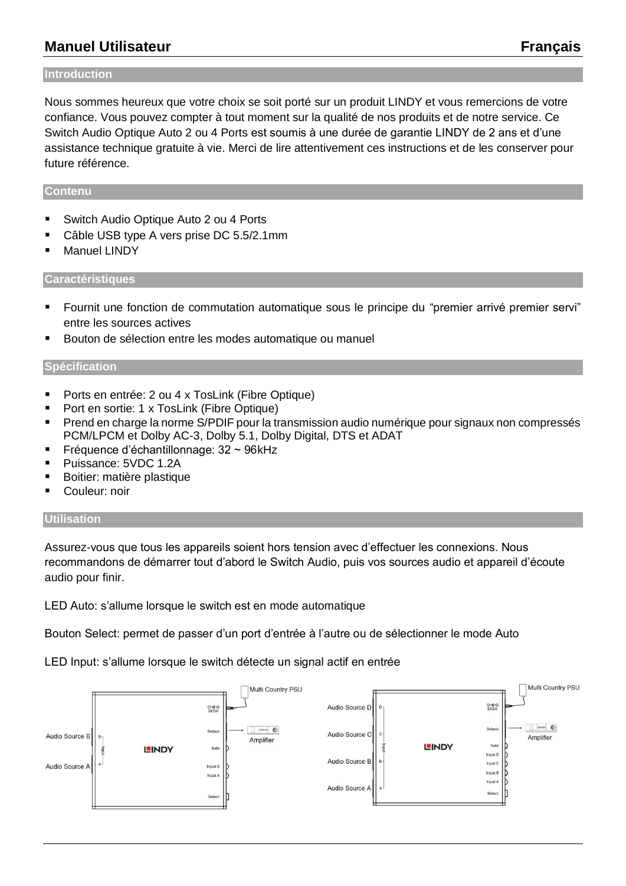## Introduction

Nous sommes heureux que votre choix se soit porté sur un produit LINDY et vous remercions de votre confiance. Vous pouvez compter à tout moment sur la qualité de nos produits et de notre service. Ce Switch Audio Optique Auto 2 ou 4 Ports est soumis à une durée de garantie LINDY de 2 ans et d'une assistance technique gratuite à vie. Merci de lire attentivement ces instructions et de les conserver pour future référence.

## Contenu

- Switch Audio Optique Auto 2 ou 4 Ports
- Câble USB type A vers prise DC 5.5/2.1mm
- Manuel LINDY

## Caractéristiques

- Fournit une fonction de commutation automatique sous le principe du "premier arrivé premier servi" entre les sources actives
- Bouton de sélection entre les modes automatique ou manuel

## Spécification

- Ports en entrée: 2 ou 4 x TosLink (Fibre Optique)
- Port en sortie: 1 x TosLink (Fibre Optique)
- Prend en charge la norme S/PDIF pour la transmission audio numérique pour signaux non compressés PCM/LPCM et Dolby AC-3, Dolby 5.1, Dolby Digital, DTS et ADAT
- Fréquence d'échantillonnage: 32 ~ 96kHz
- Puissance: 5VDC 1.2A
- Boitier: matière plastique
- Couleur: noir

## Utilisation

Assurez-vous que tous les appareils soient hors tension avec d'effectuer les connexions. Nous recommandons de démarrer tout d'abord le Switch Audio, puis vos sources audio et appareil d'écoute audio pour finir.

LED Auto: s'allume lorsque le switch est en mode automatique

Bouton Select: permet de passer d'un port d'entrée à l'autre ou de sélectionner le mode Auto

LED Input: s'allume lorsque le switch détecte un signal actif en entrée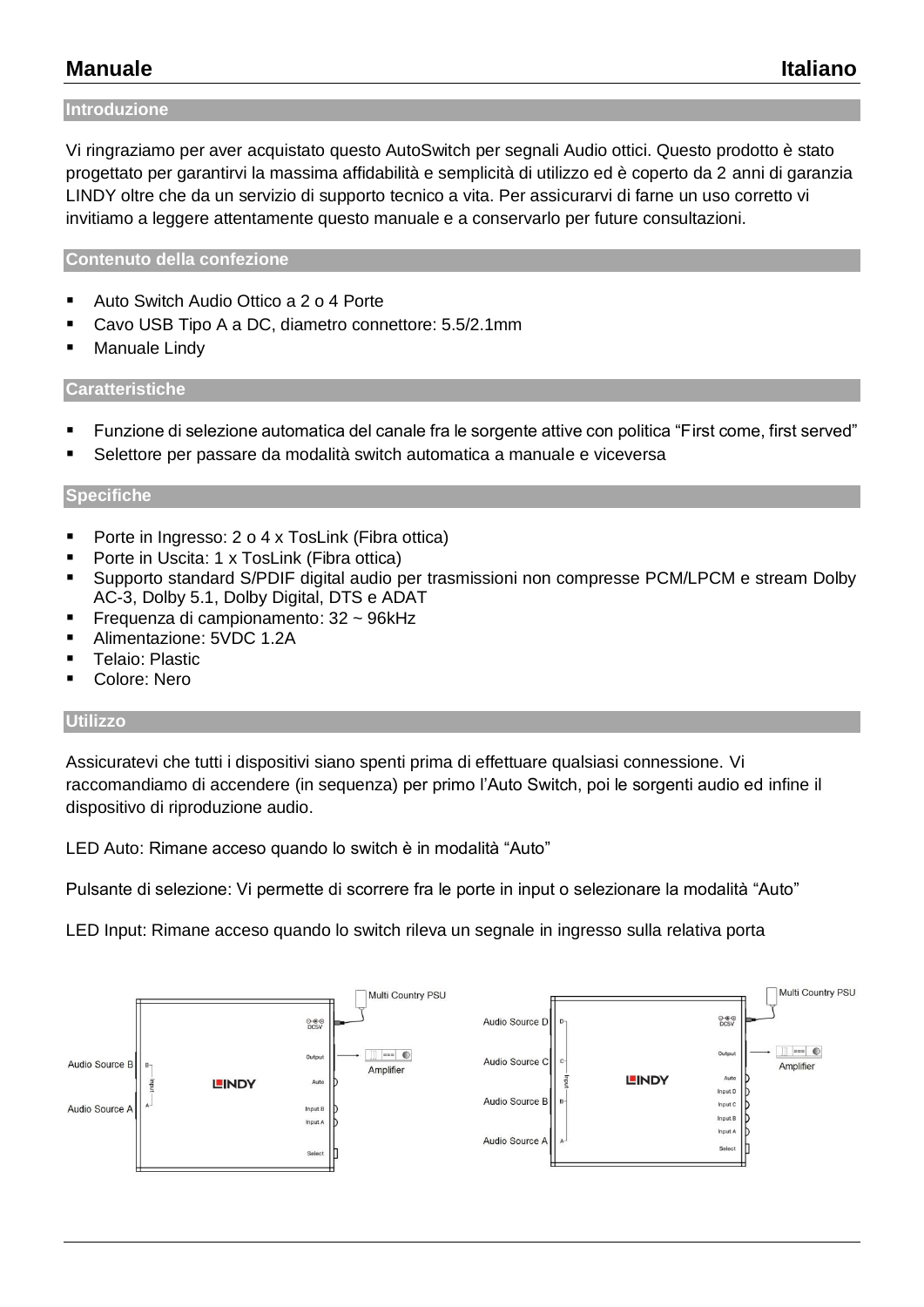## Manuale **Italiano**

### Introduzione

Vi ringraziamo per aver acquistato questo AutoSwitch per segnali Audio ottici. Questo prodotto è stato progettato per garantirvi la massima affidabilità e semplicità di utilizzo ed è coperto da 2 anni di garanzia LINDY oltre che da un servizio di supporto tecnico a vita. Per assicurarvi di farne un uso corretto vi invitiamo a leggere attentamente questo manuale e a conservarlo per future consultazioni.

### Contenuto della confezione

- Auto Switch Audio Ottico a 2 o 4 Porte
- Cavo USB Tipo A a DC, diametro connettore: 5.5/2.1mm
- Manuale Lindy

### Caratteristiche

- Funzione di selezione automatica del canale fra le sorgente attive con politica "First come, first served"
- Selettore per passare da modalità switch automatica a manuale e viceversa

### Specifiche

- Porte in Ingresso: 2 o 4 x TosLink (Fibra ottica)
- Porte in Uscita: 1 x TosLink (Fibra ottica)
- Supporto standard S/PDIF digital audio per trasmissioni non compresse PCM/LPCM e stream Dolby AC-3, Dolby 5.1, Dolby Digital, DTS e ADAT
- Frequenza di campionamento: 32 ~ 96kHz
- Alimentazione: 5VDC 1.2A
- Telaio: Plastic
- Colore: Nero

### Utilizzo

Assicuratevi che tutti i dispositivi siano spenti prima di effettuare qualsiasi connessione. Vi raccomandiamo di accendere (in sequenza) per primo l'Auto Switch, poi le sorgenti audio ed infine il dispositivo di riproduzione audio.

LED Auto: Rimane acceso quando lo switch è in modalità "Auto"

Pulsante di selezione: Vi permette di scorrere fra le porte in input o selezionare la modalità "Auto"

LED Input: Rimane acceso quando lo switch rileva un segnale in ingresso sulla relativa porta

Audio Source B, Audio Source A, Input B, Input A, LINDY, DC5V, Output, Auto, Select, Multi Country PSU, Amplifier

Audio Source D, Audio Source C, Audio Source B, Audio Source A, Input D, Input C, Input B, Input A, LINDY, DC5V, Output, Auto, Select, Multi Country PSU, Amplifier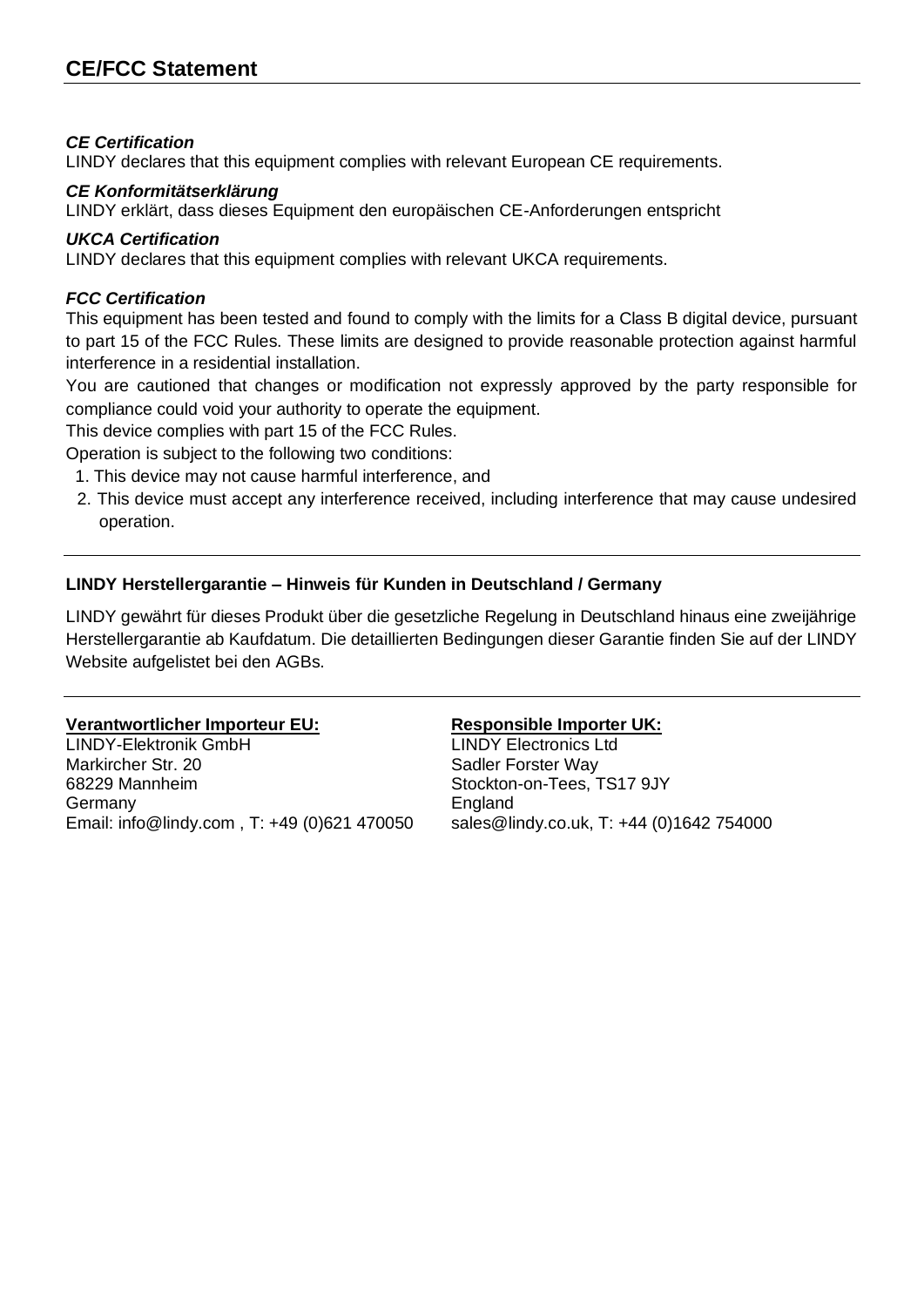## CE/FCC Statement

***CE Certification***

LINDY declares that this equipment complies with relevant European CE requirements.

***CE Konformitätserklärung***

LINDY erklärt, dass dieses Equipment den europäischen CE-Anforderungen entspricht

***UKCA Certification***

LINDY declares that this equipment complies with relevant UKCA requirements.

***FCC Certification***

This equipment has been tested and found to comply with the limits for a Class B digital device, pursuant to part 15 of the FCC Rules. These limits are designed to provide reasonable protection against harmful interference in a residential installation.

You are cautioned that changes or modification not expressly approved by the party responsible for compliance could void your authority to operate the equipment.

This device complies with part 15 of the FCC Rules.

Operation is subject to the following two conditions:

1. This device may not cause harmful interference, and
2. This device must accept any interference received, including interference that may cause undesired operation.

---

**LINDY Herstellergarantie – Hinweis für Kunden in Deutschland / Germany**

LINDY gewährt für dieses Produkt über die gesetzliche Regelung in Deutschland hinaus eine zweijährige Herstellergarantie ab Kaufdatum. Die detaillierten Bedingungen dieser Garantie finden Sie auf der LINDY Website aufgelistet bei den AGBs.

---

**Verantwortlicher Importeur EU:**

LINDY-Elektronik GmbH
Markircher Str. 20
68229 Mannheim
Germany
Email: info@lindy.com , T: +49 (0)621 470050

**Responsible Importer UK:**

LINDY Electronics Ltd
Sadler Forster Way
Stockton-on-Tees, TS17 9JY
England
sales@lindy.co.uk, T: +44 (0)1642 754000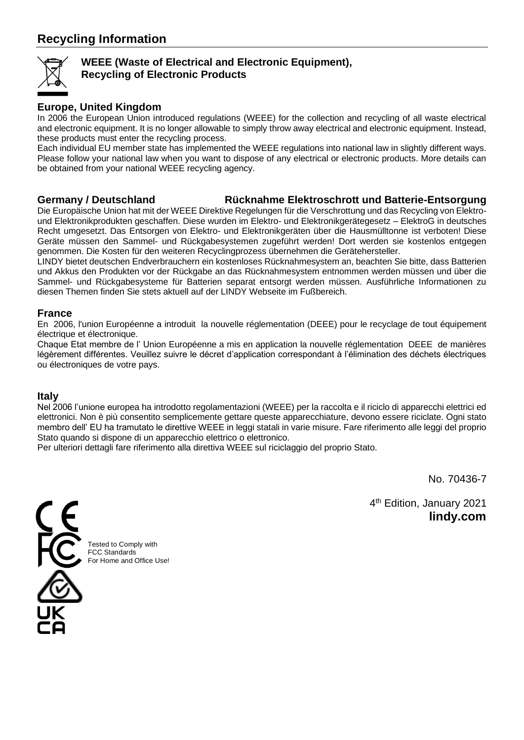# Recycling Information

**WEEE (Waste of Electrical and Electronic Equipment), Recycling of Electronic Products**

### Europe, United Kingdom

In 2006 the European Union introduced regulations (WEEE) for the collection and recycling of all waste electrical and electronic equipment. It is no longer allowable to simply throw away electrical and electronic equipment. Instead, these products must enter the recycling process.

Each individual EU member state has implemented the WEEE regulations into national law in slightly different ways. Please follow your national law when you want to dispose of any electrical or electronic products. More details can be obtained from your national WEEE recycling agency.

### Germany / Deutschland    Rücknahme Elektroschrott und Batterie-Entsorgung

Die Europäische Union hat mit der WEEE Direktive Regelungen für die Verschrottung und das Recycling von Elektro- und Elektronikprodukten geschaffen. Diese wurden im Elektro- und Elektronikgerätegesetz – ElektroG in deutsches Recht umgesetzt. Das Entsorgen von Elektro- und Elektronikgeräten über die Hausmülltonne ist verboten! Diese Geräte müssen den Sammel- und Rückgabesystemen zugeführt werden! Dort werden sie kostenlos entgegen genommen. Die Kosten für den weiteren Recyclingprozess übernehmen die Gerätehersteller.

LINDY bietet deutschen Endverbrauchern ein kostenloses Rücknahmesystem an, beachten Sie bitte, dass Batterien und Akkus den Produkten vor der Rückgabe an das Rücknahmesystem entnommen werden müssen und über die Sammel- und Rückgabesysteme für Batterien separat entsorgt werden müssen. Ausführliche Informationen zu diesen Themen finden Sie stets aktuell auf der LINDY Webseite im Fußbereich.

### France

En 2006, l'union Européenne a introduit la nouvelle réglementation (DEEE) pour le recyclage de tout équipement électrique et électronique.

Chaque Etat membre de l' Union Européenne a mis en application la nouvelle réglementation DEEE de manières légèrement différentes. Veuillez suivre le décret d'application correspondant à l'élimination des déchets électriques ou électroniques de votre pays.

### Italy

Nel 2006 l'unione europea ha introdotto regolamentazioni (WEEE) per la raccolta e il riciclo di apparecchi elettrici ed elettronici. Non è più consentito semplicemente gettare queste apparecchiature, devono essere riciclate. Ogni stato membro dell' EU ha tramutato le direttive WEEE in leggi statali in varie misure. Fare riferimento alle leggi del proprio Stato quando si dispone di un apparecchio elettrico o elettronico.

Per ulteriori dettagli fare riferimento alla direttiva WEEE sul riciclaggio del proprio Stato.

No. 70436-7

4th Edition, January 2021

**lindy.com**

Tested to Comply with FCC Standards For Home and Office Use!